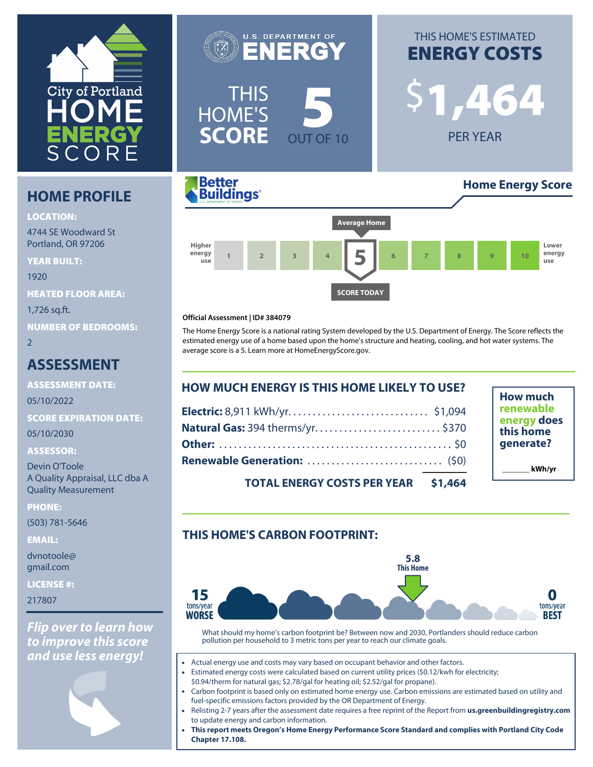# City of Portland HOME ENERGY SCORE

U.S. DEPARTMENT OF ENERGY

THIS HOME'S **SCORE** **5** OUT OF 10

THIS HOME'S ESTIMATED **ENERGY COSTS**

**$1,464** PER YEAR

## HOME PROFILE

**LOCATION:**
4744 SE Woodward St
Portland, OR 97206

**YEAR BUILT:**
1920

**HEATED FLOOR AREA:**
1,726 sq.ft.

**NUMBER OF BEDROOMS:**
2

## ASSESSMENT

**ASSESSMENT DATE:**
05/10/2022

**SCORE EXPIRATION DATE:**
05/10/2030

**ASSESSOR:**
Devin O'Toole
A Quality Appraisal, LLC dba A Quality Measurement

**PHONE:**
(503) 781-5646

**EMAIL:**
dvnotoole@gmail.com

**LICENSE #:**
217807

***Flip over to learn how to improve this score and use less energy!***

Better Buildings

## Home Energy Score

Higher energy use | 1 | 2 | 3 | 4 | **5** | 6 | 7 | 8 | 9 | 10 | Lower energy use

Average Home: 5 — SCORE TODAY: 5

**Official Assessment | ID# 384079**

The Home Energy Score is a national rating System developed by the U.S. Department of Energy. The Score reflects the estimated energy use of a home based upon the home's structure and heating, cooling, and hot water systems. The average score is a 5. Learn more at HomeEnergyScore.gov.

## HOW MUCH ENERGY IS THIS HOME LIKELY TO USE?

| | |
|---|---|
| **Electric:** 8,911 kWh/yr. | $1,094 |
| **Natural Gas:** 394 therms/yr. | $370 |
| **Other:** | $0 |
| **Renewable Generation:** | ($0) |
| **TOTAL ENERGY COSTS PER YEAR** | **$1,464** |

**How much renewable energy does this home generate?**

_______ **kWh/yr**

## THIS HOME'S CARBON FOOTPRINT:

**15** tons/year **WORSE** — **5.8 This Home** — **0** tons/year **BEST**

What should my home's carbon footprint be? Between now and 2030, Portlanders should reduce carbon pollution per household to 3 metric tons per year to reach our climate goals.

- Actual energy use and costs may vary based on occupant behavior and other factors.
- Estimated energy costs were calculated based on current utility prices ($0.12/kwh for electricity; $0.94/therm for natural gas; $2.78/gal for heating oil; $2.52/gal for propane).
- Carbon footprint is based only on estimated home energy use. Carbon emissions are estimated based on utility and fuel-specific emissions factors provided by the OR Department of Energy.
- Relisting 2-7 years after the assessment date requires a free reprint of the Report from **us.greenbuildingregistry.com** to update energy and carbon information.
- **This report meets Oregon's Home Energy Performance Score Standard and complies with Portland City Code Chapter 17.108.**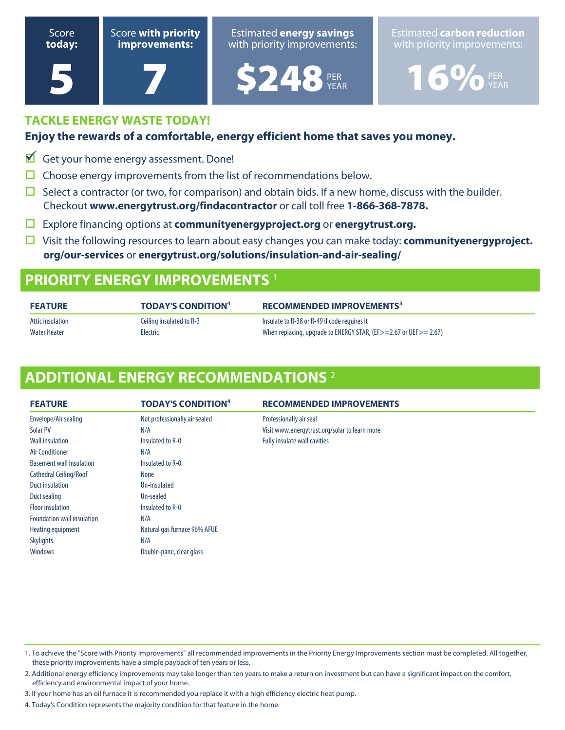| Score **today:** | Score **with priority improvements:** | Estimated **energy savings** with priority improvements: | Estimated **carbon reduction** with priority improvements: |
|---|---|---|---|
| **5** | **7** | **$248** PER YEAR | **16%** PER YEAR |

## TACKLE ENERGY WASTE TODAY!

**Enjoy the rewards of a comfortable, energy efficient home that saves you money.**

- [x] Get your home energy assessment. Done!
- [ ] Choose energy improvements from the list of recommendations below.
- [ ] Select a contractor (or two, for comparison) and obtain bids. If a new home, discuss with the builder. Checkout **www.energytrust.org/findacontractor** or call toll free **1-866-368-7878.**
- [ ] Explore financing options at **communityenergyproject.org** or **energytrust.org.**
- [ ] Visit the following resources to learn about easy changes you can make today: **communityenergyproject.org/our-services** or **energytrust.org/solutions/insulation-and-air-sealing/**

## PRIORITY ENERGY IMPROVEMENTS [1]

| FEATURE | TODAY'S CONDITION[4] | RECOMMENDED IMPROVEMENTS[3] |
|---|---|---|
| Attic insulation | Ceiling insulated to R-3 | Insulate to R-38 or R-49 if code requires it |
| Water Heater | Electric | When replacing, upgrade to ENERGY STAR, (EF>=2.67 or UEF>= 2.67) |

## ADDITIONAL ENERGY RECOMMENDATIONS [2]

| FEATURE | TODAY'S CONDITION[4] | RECOMMENDED IMPROVEMENTS |
|---|---|---|
| Envelope/Air sealing | Not professionally air sealed | Professionally air seal |
| Solar PV | N/A | Visit www.energytrust.org/solar to learn more |
| Wall insulation | Insulated to R-0 | Fully insulate wall cavities |
| Air Conditioner | N/A | |
| Basement wall insulation | Insulated to R-0 | |
| Cathedral Ceiling/Roof | None | |
| Duct insulation | Un-insulated | |
| Duct sealing | Un-sealed | |
| Floor insulation | Insulated to R-0 | |
| Foundation wall insulation | N/A | |
| Heating equipment | Natural gas furnace 96% AFUE | |
| Skylights | N/A | |
| Windows | Double-pane, clear glass | |

1. To achieve the "Score with Priority Improvements" all recommended improvements in the Priority Energy Improvements section must be completed. All together, these priority improvements have a simple payback of ten years or less.
2. Additional energy efficiency improvements may take longer than ten years to make a return on investment but can have a significant impact on the comfort, efficiency and environmental impact of your home.
3. If your home has an oil furnace it is recommended you replace it with a high efficiency electric heat pump.
4. Today's Condition represents the majority condition for that feature in the home.